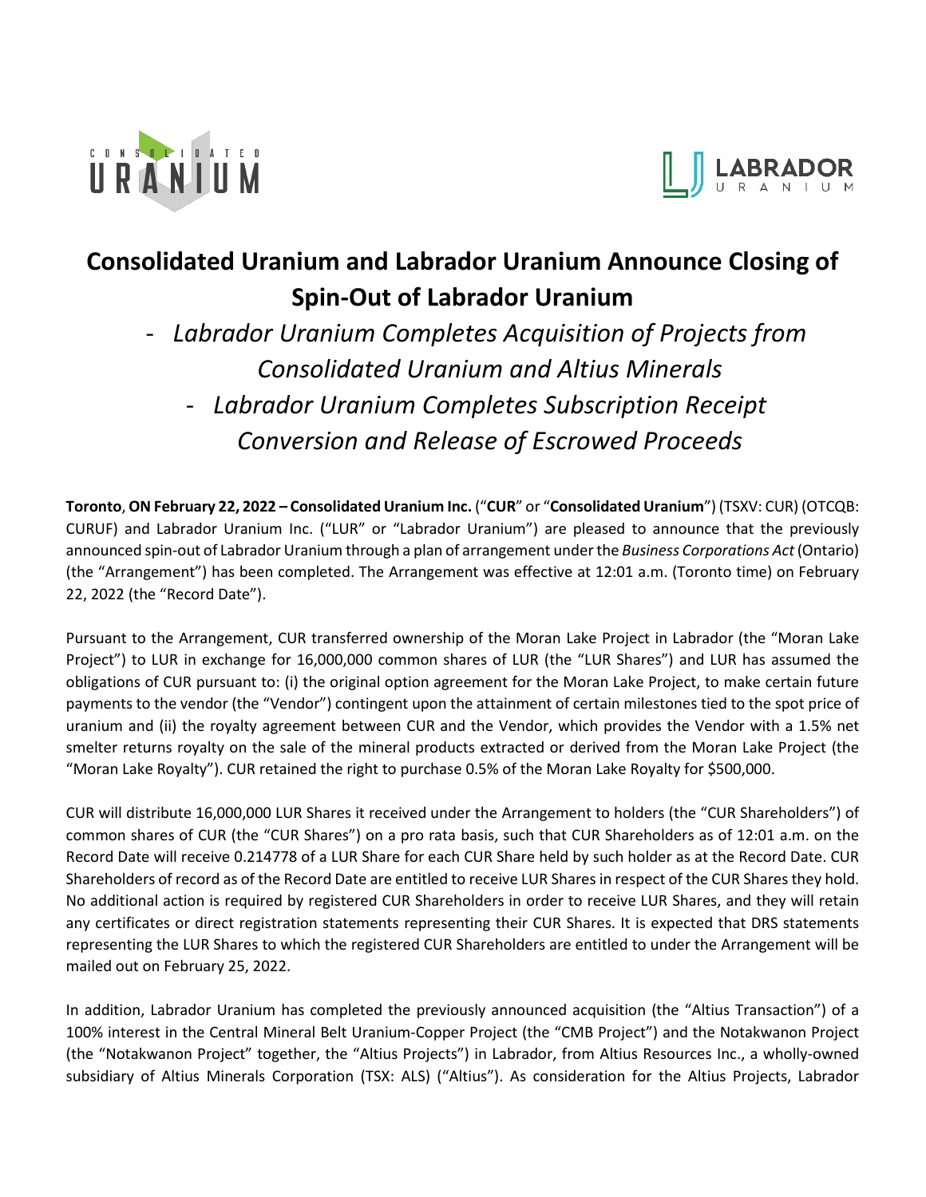# Consolidated Uranium and Labrador Uranium Announce Closing of Spin-Out of Labrador Uranium

- *Labrador Uranium Completes Acquisition of Projects from Consolidated Uranium and Altius Minerals*
- *Labrador Uranium Completes Subscription Receipt Conversion and Release of Escrowed Proceeds*

**Toronto**, **ON February 22, 2022 – Consolidated Uranium Inc.** ("**CUR**" or "**Consolidated Uranium**") (TSXV: CUR) (OTCQB: CURUF) and Labrador Uranium Inc. ("LUR" or "Labrador Uranium") are pleased to announce that the previously announced spin-out of Labrador Uranium through a plan of arrangement under the *Business Corporations Act* (Ontario) (the "Arrangement") has been completed. The Arrangement was effective at 12:01 a.m. (Toronto time) on February 22, 2022 (the "Record Date").

Pursuant to the Arrangement, CUR transferred ownership of the Moran Lake Project in Labrador (the "Moran Lake Project") to LUR in exchange for 16,000,000 common shares of LUR (the "LUR Shares") and LUR has assumed the obligations of CUR pursuant to: (i) the original option agreement for the Moran Lake Project, to make certain future payments to the vendor (the "Vendor") contingent upon the attainment of certain milestones tied to the spot price of uranium and (ii) the royalty agreement between CUR and the Vendor, which provides the Vendor with a 1.5% net smelter returns royalty on the sale of the mineral products extracted or derived from the Moran Lake Project (the "Moran Lake Royalty"). CUR retained the right to purchase 0.5% of the Moran Lake Royalty for $500,000.

CUR will distribute 16,000,000 LUR Shares it received under the Arrangement to holders (the "CUR Shareholders") of common shares of CUR (the "CUR Shares") on a pro rata basis, such that CUR Shareholders as of 12:01 a.m. on the Record Date will receive 0.214778 of a LUR Share for each CUR Share held by such holder as at the Record Date. CUR Shareholders of record as of the Record Date are entitled to receive LUR Shares in respect of the CUR Shares they hold. No additional action is required by registered CUR Shareholders in order to receive LUR Shares, and they will retain any certificates or direct registration statements representing their CUR Shares. It is expected that DRS statements representing the LUR Shares to which the registered CUR Shareholders are entitled to under the Arrangement will be mailed out on February 25, 2022.

In addition, Labrador Uranium has completed the previously announced acquisition (the "Altius Transaction") of a 100% interest in the Central Mineral Belt Uranium-Copper Project (the "CMB Project") and the Notakwanon Project (the "Notakwanon Project" together, the "Altius Projects") in Labrador, from Altius Resources Inc., a wholly-owned subsidiary of Altius Minerals Corporation (TSX: ALS) ("Altius"). As consideration for the Altius Projects, Labrador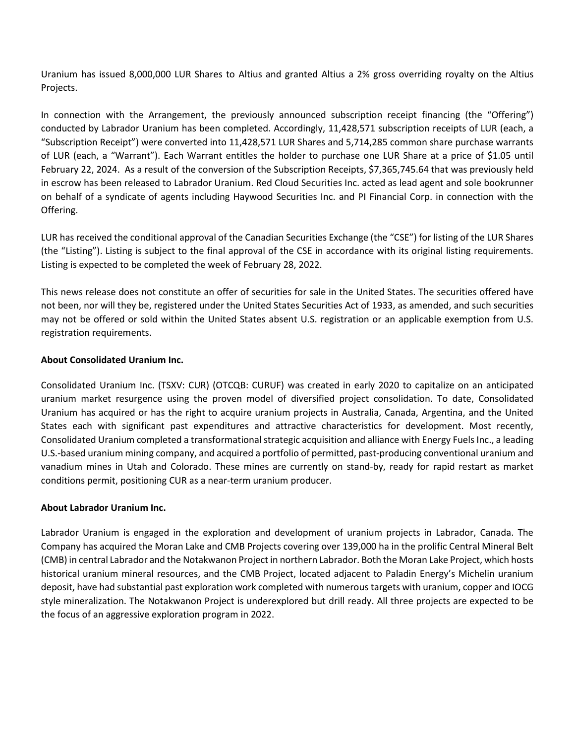Uranium has issued 8,000,000 LUR Shares to Altius and granted Altius a 2% gross overriding royalty on the Altius Projects.

In connection with the Arrangement, the previously announced subscription receipt financing (the "Offering") conducted by Labrador Uranium has been completed. Accordingly, 11,428,571 subscription receipts of LUR (each, a "Subscription Receipt") were converted into 11,428,571 LUR Shares and 5,714,285 common share purchase warrants of LUR (each, a "Warrant"). Each Warrant entitles the holder to purchase one LUR Share at a price of $1.05 until February 22, 2024. As a result of the conversion of the Subscription Receipts, $7,365,745.64 that was previously held in escrow has been released to Labrador Uranium. Red Cloud Securities Inc. acted as lead agent and sole bookrunner on behalf of a syndicate of agents including Haywood Securities Inc. and PI Financial Corp. in connection with the Offering.

LUR has received the conditional approval of the Canadian Securities Exchange (the "CSE") for listing of the LUR Shares (the "Listing"). Listing is subject to the final approval of the CSE in accordance with its original listing requirements. Listing is expected to be completed the week of February 28, 2022.

This news release does not constitute an offer of securities for sale in the United States. The securities offered have not been, nor will they be, registered under the United States Securities Act of 1933, as amended, and such securities may not be offered or sold within the United States absent U.S. registration or an applicable exemption from U.S. registration requirements.

**About Consolidated Uranium Inc.**

Consolidated Uranium Inc. (TSXV: CUR) (OTCQB: CURUF) was created in early 2020 to capitalize on an anticipated uranium market resurgence using the proven model of diversified project consolidation. To date, Consolidated Uranium has acquired or has the right to acquire uranium projects in Australia, Canada, Argentina, and the United States each with significant past expenditures and attractive characteristics for development. Most recently, Consolidated Uranium completed a transformational strategic acquisition and alliance with Energy Fuels Inc., a leading U.S.-based uranium mining company, and acquired a portfolio of permitted, past-producing conventional uranium and vanadium mines in Utah and Colorado. These mines are currently on stand-by, ready for rapid restart as market conditions permit, positioning CUR as a near-term uranium producer.

**About Labrador Uranium Inc.**

Labrador Uranium is engaged in the exploration and development of uranium projects in Labrador, Canada. The Company has acquired the Moran Lake and CMB Projects covering over 139,000 ha in the prolific Central Mineral Belt (CMB) in central Labrador and the Notakwanon Project in northern Labrador. Both the Moran Lake Project, which hosts historical uranium mineral resources, and the CMB Project, located adjacent to Paladin Energy's Michelin uranium deposit, have had substantial past exploration work completed with numerous targets with uranium, copper and IOCG style mineralization. The Notakwanon Project is underexplored but drill ready. All three projects are expected to be the focus of an aggressive exploration program in 2022.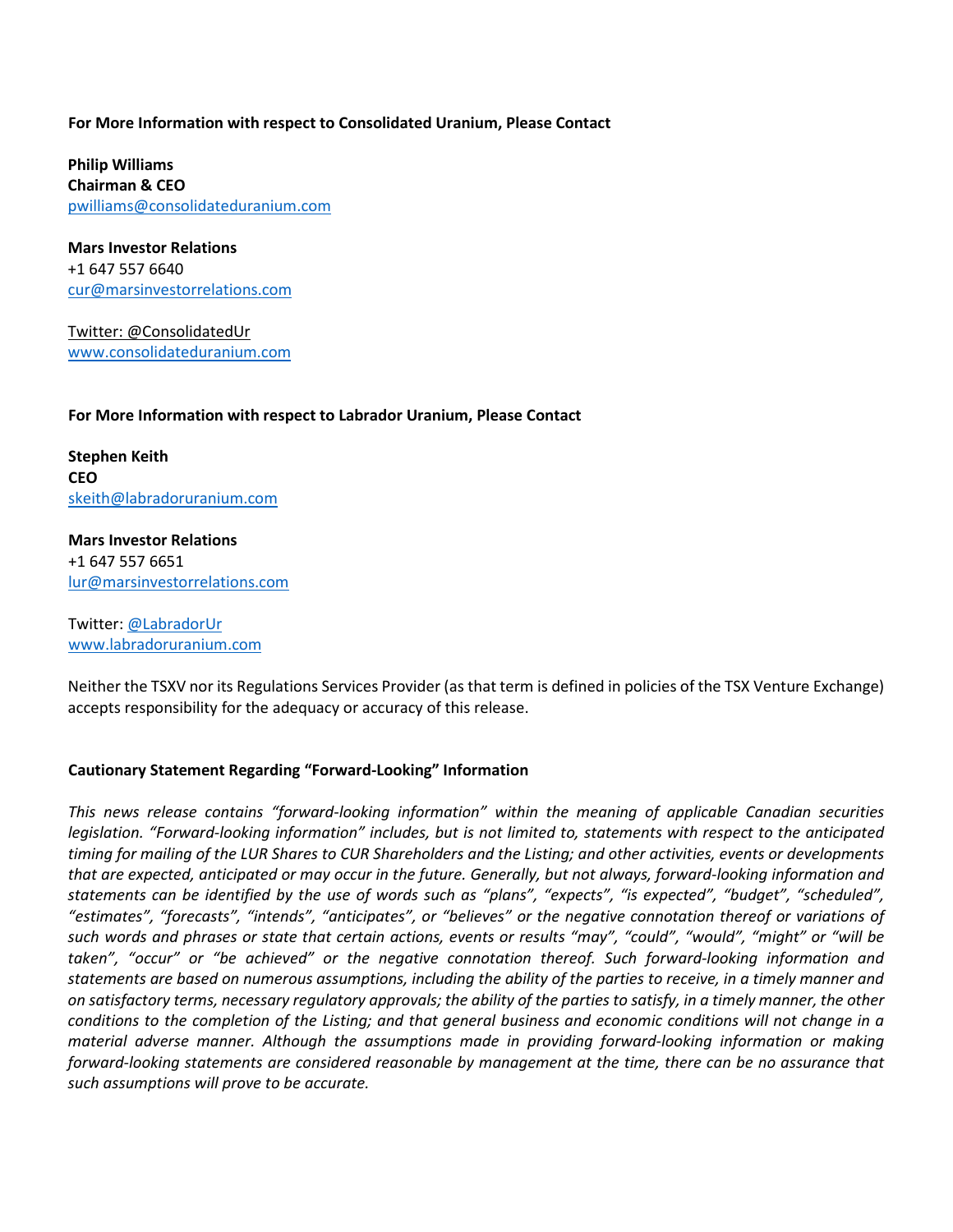**For More Information with respect to Consolidated Uranium, Please Contact**

**Philip Williams**
**Chairman & CEO**
pwilliams@consolidateduranium.com

**Mars Investor Relations**
+1 647 557 6640
cur@marsinvestorrelations.com

Twitter: @ConsolidatedUr
www.consolidateduranium.com

**For More Information with respect to Labrador Uranium, Please Contact**

**Stephen Keith**
**CEO**
skeith@labradoruranium.com

**Mars Investor Relations**
+1 647 557 6651
lur@marsinvestorrelations.com

Twitter: @LabradorUr
www.labradoruranium.com

Neither the TSXV nor its Regulations Services Provider (as that term is defined in policies of the TSX Venture Exchange) accepts responsibility for the adequacy or accuracy of this release.

**Cautionary Statement Regarding "Forward-Looking" Information**

*This news release contains "forward-looking information" within the meaning of applicable Canadian securities legislation. "Forward-looking information" includes, but is not limited to, statements with respect to the anticipated timing for mailing of the LUR Shares to CUR Shareholders and the Listing; and other activities, events or developments that are expected, anticipated or may occur in the future. Generally, but not always, forward-looking information and statements can be identified by the use of words such as "plans", "expects", "is expected", "budget", "scheduled", "estimates", "forecasts", "intends", "anticipates", or "believes" or the negative connotation thereof or variations of such words and phrases or state that certain actions, events or results "may", "could", "would", "might" or "will be taken", "occur" or "be achieved" or the negative connotation thereof. Such forward-looking information and statements are based on numerous assumptions, including the ability of the parties to receive, in a timely manner and on satisfactory terms, necessary regulatory approvals; the ability of the parties to satisfy, in a timely manner, the other conditions to the completion of the Listing; and that general business and economic conditions will not change in a material adverse manner. Although the assumptions made in providing forward-looking information or making forward-looking statements are considered reasonable by management at the time, there can be no assurance that such assumptions will prove to be accurate.*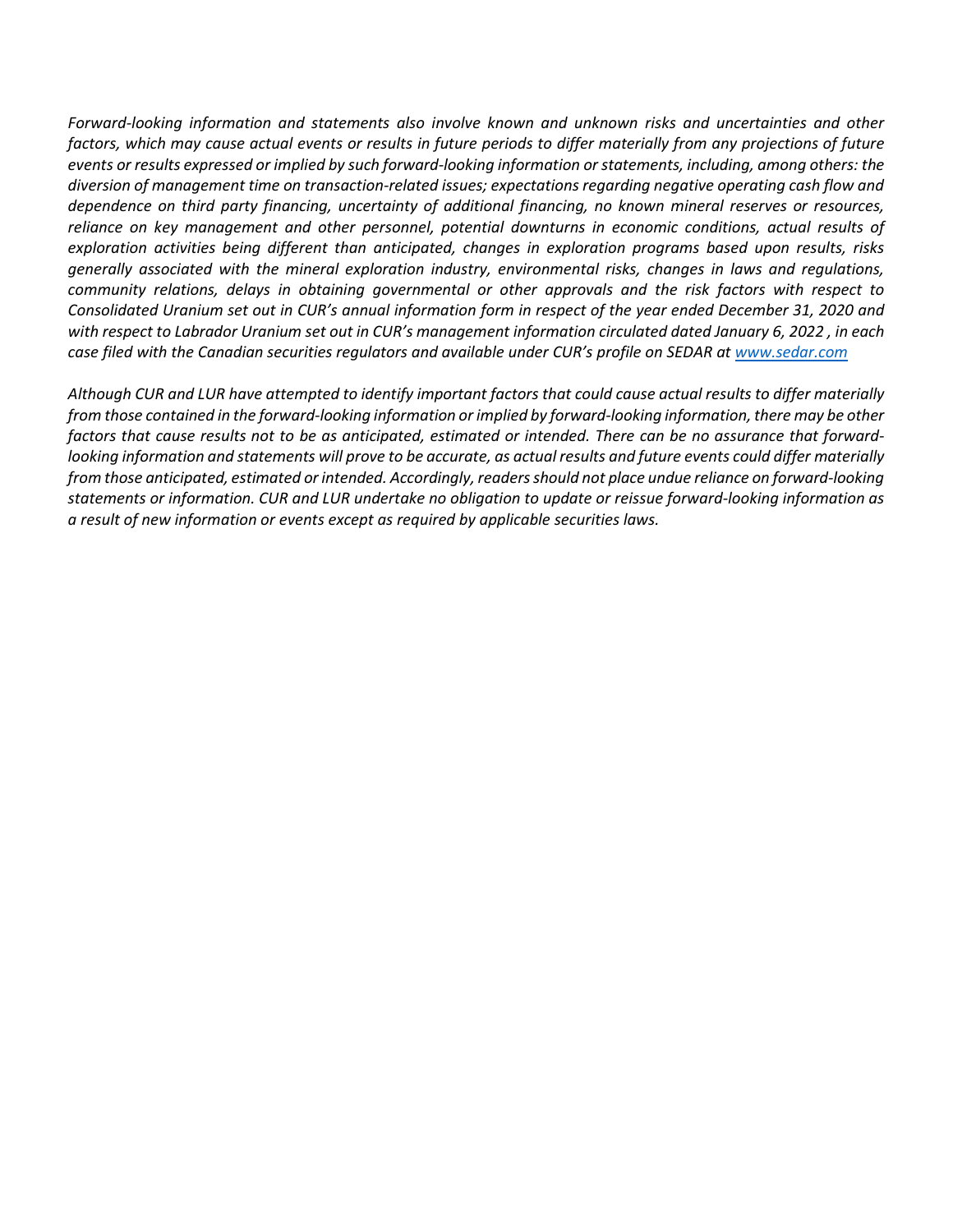*Forward-looking information and statements also involve known and unknown risks and uncertainties and other factors, which may cause actual events or results in future periods to differ materially from any projections of future events or results expressed or implied by such forward-looking information or statements, including, among others: the diversion of management time on transaction-related issues; expectations regarding negative operating cash flow and dependence on third party financing, uncertainty of additional financing, no known mineral reserves or resources, reliance on key management and other personnel, potential downturns in economic conditions, actual results of exploration activities being different than anticipated, changes in exploration programs based upon results, risks generally associated with the mineral exploration industry, environmental risks, changes in laws and regulations, community relations, delays in obtaining governmental or other approvals and the risk factors with respect to Consolidated Uranium set out in CUR's annual information form in respect of the year ended December 31, 2020 and with respect to Labrador Uranium set out in CUR's management information circulated dated January 6, 2022 , in each case filed with the Canadian securities regulators and available under CUR's profile on SEDAR at [www.sedar.com](www.sedar.com)*

*Although CUR and LUR have attempted to identify important factors that could cause actual results to differ materially from those contained in the forward-looking information or implied by forward-looking information, there may be other factors that cause results not to be as anticipated, estimated or intended. There can be no assurance that forward-looking information and statements will prove to be accurate, as actual results and future events could differ materially from those anticipated, estimated or intended. Accordingly, readers should not place undue reliance on forward-looking statements or information. CUR and LUR undertake no obligation to update or reissue forward-looking information as a result of new information or events except as required by applicable securities laws.*